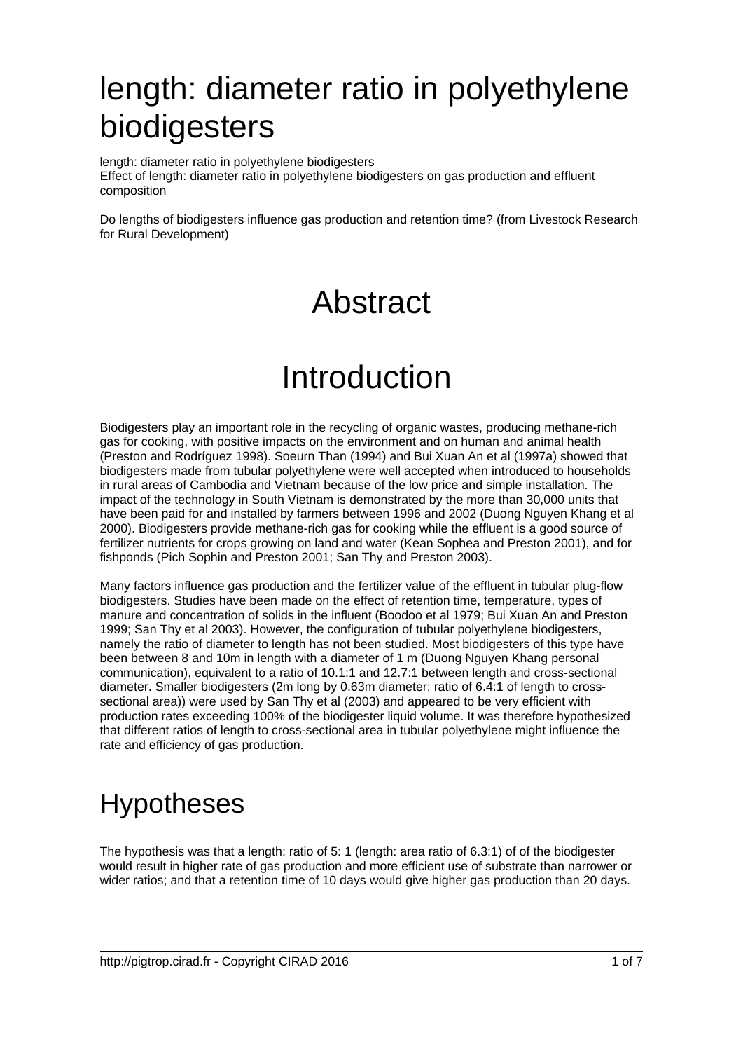# length: diameter ratio in polyethylene biodigesters

length: diameter ratio in polyethylene biodigesters
Effect of length: diameter ratio in polyethylene biodigesters on gas production and effluent composition

Do lengths of biodigesters influence gas production and retention time? (from Livestock Research for Rural Development)

# Abstract

# Introduction

Biodigesters play an important role in the recycling of organic wastes, producing methane-rich gas for cooking, with positive impacts on the environment and on human and animal health (Preston and Rodríguez 1998). Soeurn Than (1994) and Bui Xuan An et al (1997a) showed that biodigesters made from tubular polyethylene were well accepted when introduced to households in rural areas of Cambodia and Vietnam because of the low price and simple installation. The impact of the technology in South Vietnam is demonstrated by the more than 30,000 units that have been paid for and installed by farmers between 1996 and 2002 (Duong Nguyen Khang et al 2000). Biodigesters provide methane-rich gas for cooking while the effluent is a good source of fertilizer nutrients for crops growing on land and water (Kean Sophea and Preston 2001), and for fishponds (Pich Sophin and Preston 2001; San Thy and Preston 2003).

Many factors influence gas production and the fertilizer value of the effluent in tubular plug-flow biodigesters. Studies have been made on the effect of retention time, temperature, types of manure and concentration of solids in the influent (Boodoo et al 1979; Bui Xuan An and Preston 1999; San Thy et al 2003). However, the configuration of tubular polyethylene biodigesters, namely the ratio of diameter to length has not been studied. Most biodigesters of this type have been between 8 and 10m in length with a diameter of 1 m (Duong Nguyen Khang personal communication), equivalent to a ratio of 10.1:1 and 12.7:1 between length and cross-sectional diameter. Smaller biodigesters (2m long by 0.63m diameter; ratio of 6.4:1 of length to cross-sectional area)) were used by San Thy et al (2003) and appeared to be very efficient with production rates exceeding 100% of the biodigester liquid volume. It was therefore hypothesized that different ratios of length to cross-sectional area in tubular polyethylene might influence the rate and efficiency of gas production.

## Hypotheses

The hypothesis was that a length: ratio of 5: 1 (length: area ratio of 6.3:1) of of the biodigester would result in higher rate of gas production and more efficient use of substrate than narrower or wider ratios; and that a retention time of 10 days would give higher gas production than 20 days.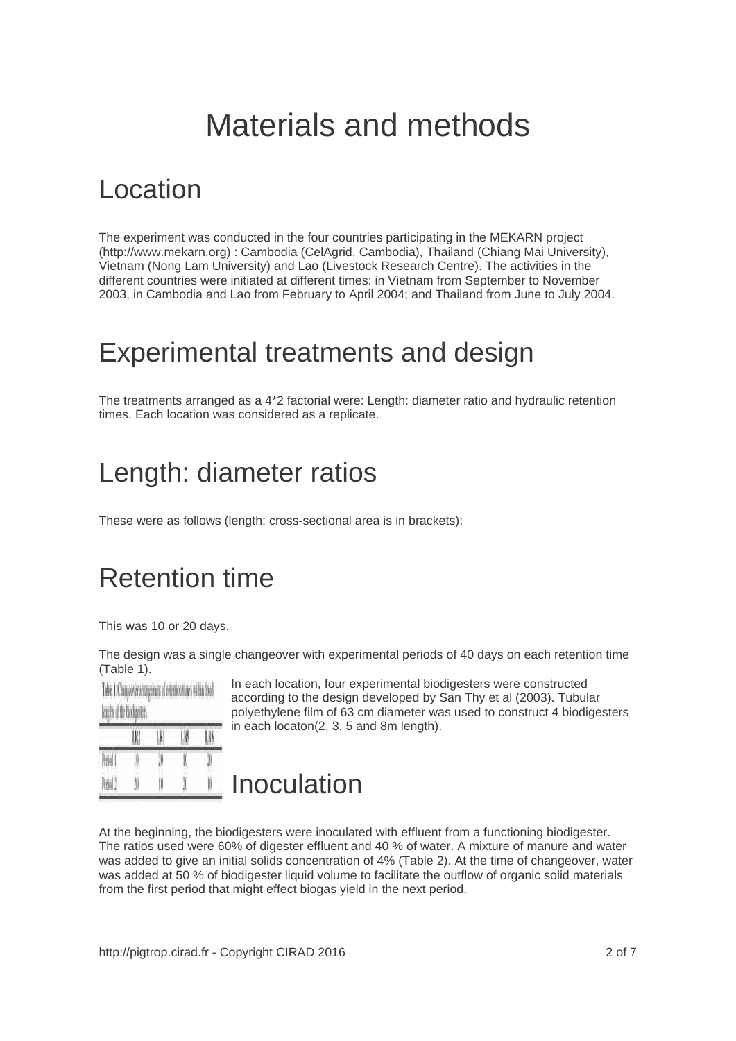# Materials and methods

## Location

The experiment was conducted in the four countries participating in the MEKARN project (http://www.mekarn.org) : Cambodia (CelAgrid, Cambodia), Thailand (Chiang Mai University), Vietnam (Nong Lam University) and Lao (Livestock Research Centre). The activities in the different countries were initiated at different times: in Vietnam from September to November 2003, in Cambodia and Lao from February to April 2004; and Thailand from June to July 2004.

## Experimental treatments and design

The treatments arranged as a 4*2 factorial were: Length: diameter ratio and hydraulic retention times. Each location was considered as a replicate.

## Length: diameter ratios

These were as follows (length: cross-sectional area is in brackets):

## Retention time

This was 10 or 20 days.

The design was a single changeover with experimental periods of 40 days on each retention time (Table 1).

Table 1: Changeover arrangement of retention times within fixed lengths of the biodigesters.

| | | | | |
|---|---|---|---|---|
| Period 1 | 10 | 20 | 10 | 20 |
| Period 2 | 20 | 10 | 20 | 10 |

In each location, four experimental biodigesters were constructed according to the design developed by San Thy et al (2003). Tubular polyethylene film of 63 cm diameter was used to construct 4 biodigesters in each locaton(2, 3, 5 and 8m length).

## Inoculation

At the beginning, the biodigesters were inoculated with effluent from a functioning biodigester. The ratios used were 60% of digester effluent and 40 % of water. A mixture of manure and water was added to give an initial solids concentration of 4% (Table 2). At the time of changeover, water was added at 50 % of biodigester liquid volume to facilitate the outflow of organic solid materials from the first period that might effect biogas yield in the next period.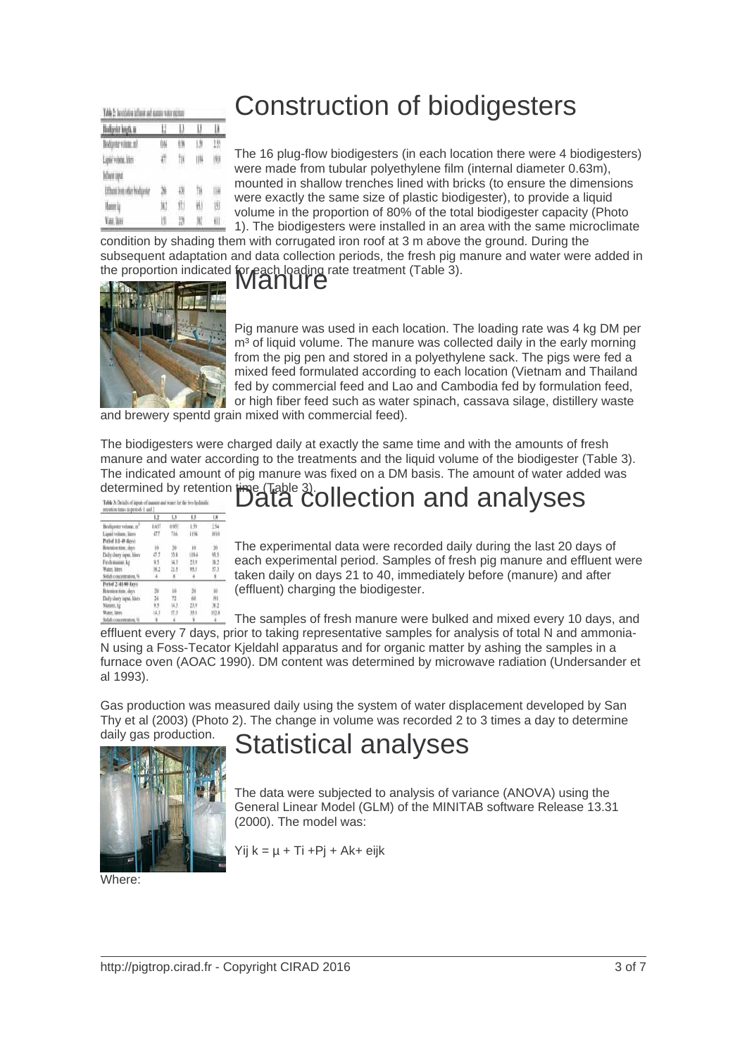## Construction of biodigesters

The 16 plug-flow biodigesters (in each location there were 4 biodigesters) were made from tubular polyethylene film (internal diameter 0.63m), mounted in shallow trenches lined with bricks (to ensure the dimensions were exactly the same size of plastic biodigester), to provide a liquid volume in the proportion of 80% of the total biodigester capacity (Photo 1). The biodigesters were installed in an area with the same microclimate condition by shading them with corrugated iron roof at 3 m above the ground. During the subsequent adaptation and data collection periods, the fresh pig manure and water were added in the proportion indicated for each loading rate treatment (Table 3).

## Manure

Pig manure was used in each location. The loading rate was 4 kg DM per m³ of liquid volume. The manure was collected daily in the early morning from the pig pen and stored in a polyethylene sack. The pigs were fed a mixed feed formulated according to each location (Vietnam and Thailand fed by commercial feed and Lao and Cambodia fed by formulation feed, or high fiber feed such as water spinach, cassava silage, distillery waste and brewery spentd grain mixed with commercial feed).

The biodigesters were charged daily at exactly the same time and with the amounts of fresh manure and water according to the treatments and the liquid volume of the biodigester (Table 3). The indicated amount of pig manure was fixed on a DM basis. The amount of water added was determined by retention time (Table 3).

## Data collection and analyses

The experimental data were recorded daily during the last 20 days of each experimental period. Samples of fresh pig manure and effluent were taken daily on days 21 to 40, immediately before (manure) and after (effluent) charging the biodigester.

The samples of fresh manure were bulked and mixed every 10 days, and effluent every 7 days, prior to taking representative samples for analysis of total N and ammonia-N using a Foss-Tecator Kjeldahl apparatus and for organic matter by ashing the samples in a furnace oven (AOAC 1990). DM content was determined by microwave radiation (Undersander et al 1993).

Gas production was measured daily using the system of water displacement developed by San Thy et al (2003) (Photo 2). The change in volume was recorded 2 to 3 times a day to determine daily gas production.

## Statistical analyses

The data were subjected to analysis of variance (ANOVA) using the General Linear Model (GLM) of the MINITAB software Release 13.31 (2000). The model was:

$$Y_{ijk} = \mu + T_i + P_j + A_k + e_{ijk}$$

Where: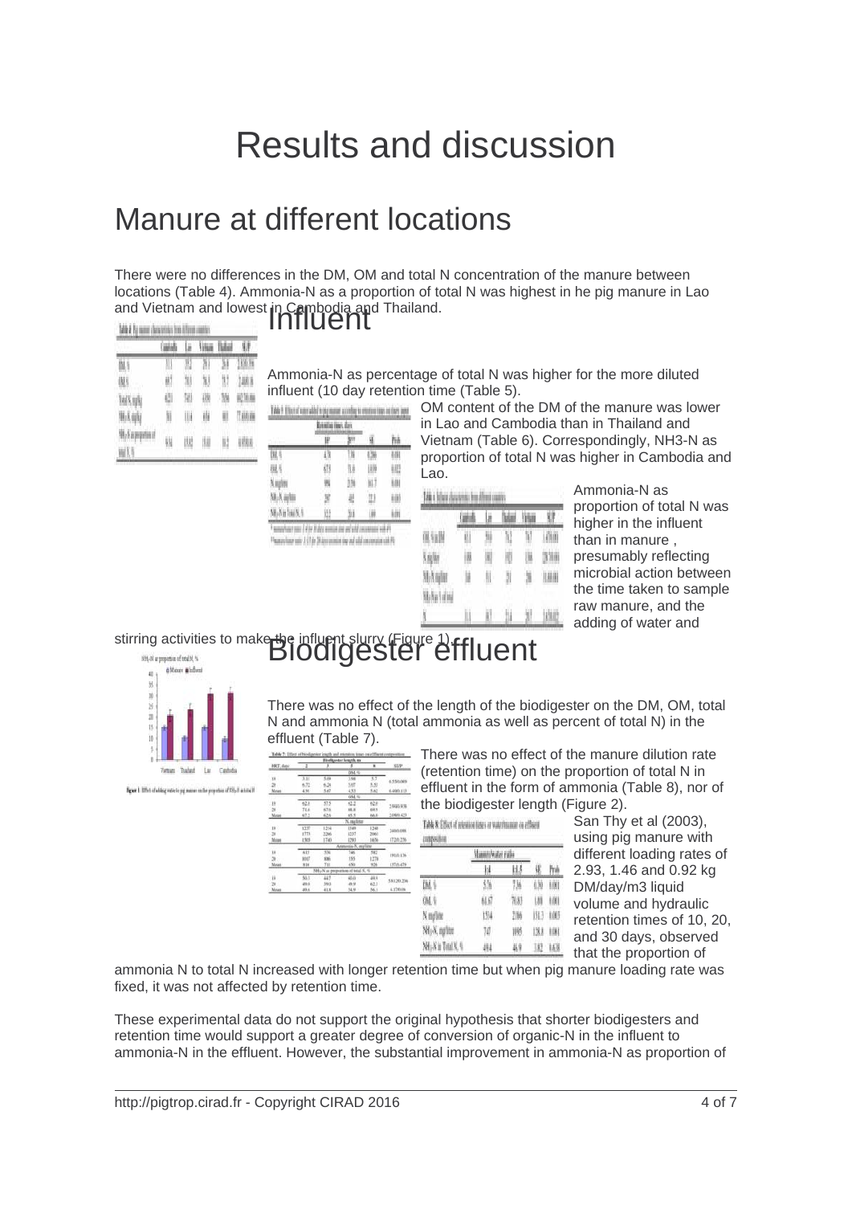# Results and discussion

## Manure at different locations

There were no differences in the DM, OM and total N concentration of the manure between locations (Table 4). Ammonia-N as a proportion of total N was highest in he pig manure in Lao and Vietnam and lowest in Cambodia and Thailand.

## Influent

Ammonia-N as percentage of total N was higher for the more diluted influent (10 day retention time (Table 5).

OM content of the DM of the manure was lower in Lao and Cambodia than in Thailand and Vietnam (Table 6). Correspondingly, NH3-N as proportion of total N was higher in Cambodia and Lao.

Ammonia-N as proportion of total N was higher in the influent than in manure , presumably reflecting microbial action between the time taken to sample raw manure, and the adding of water and stirring activities to make the influent slurry (Figure 1).

Figure 1: Effect of adding water to pig manure on the proportion of NH3-N in total N

## Biodigester effluent

There was no effect of the length of the biodigester on the DM, OM, total N and ammonia N (total ammonia as well as percent of total N) in the effluent (Table 7).

There was no effect of the manure dilution rate (retention time) on the proportion of total N in effluent in the form of ammonia (Table 8), nor of the biodigester length (Figure 2).

San Thy et al (2003), using pig manure with different loading rates of 2.93, 1.46 and 0.92 kg DM/day/m3 liquid volume and hydraulic retention times of 10, 20, and 30 days, observed that the proportion of ammonia N to total N increased with longer retention time but when pig manure loading rate was fixed, it was not affected by retention time.

These experimental data do not support the original hypothesis that shorter biodigesters and retention time would support a greater degree of conversion of organic-N in the influent to ammonia-N in the effluent. However, the substantial improvement in ammonia-N as proportion of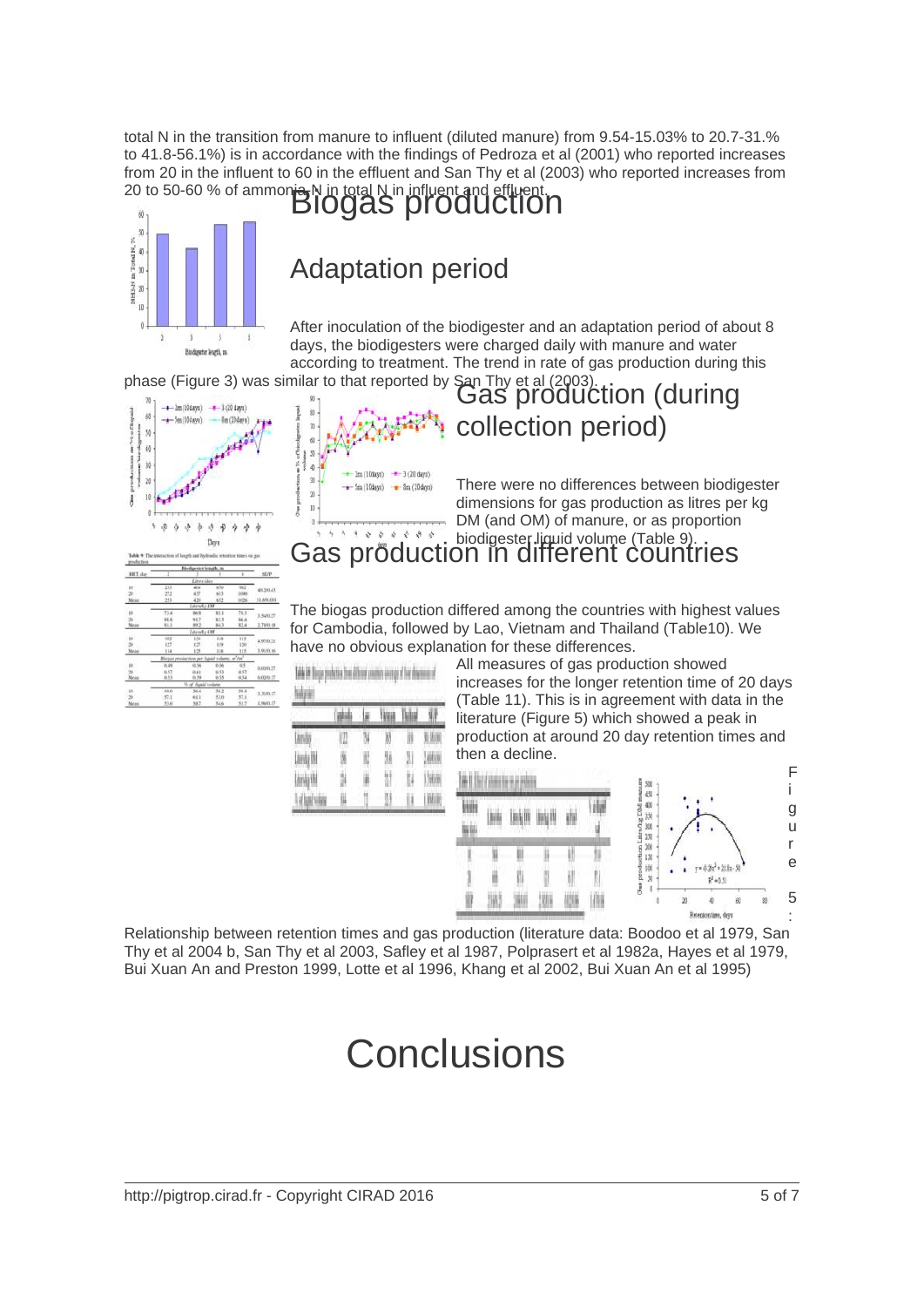total N in the transition from manure to influent (diluted manure) from 9.54-15.03% to 20.7-31.% to 41.8-56.1%) is in accordance with the findings of Pedroza et al (2001) who reported increases from 20 in the influent to 60 in the effluent and San Thy et al (2003) who reported increases from 20 to 50-60 % of ammonia-N in total N in influent and effluent.

# Biogas production

## Adaptation period

After inoculation of the biodigester and an adaptation period of about 8 days, the biodigesters were charged daily with manure and water according to treatment. The trend in rate of gas production during this phase (Figure 3) was similar to that reported by San Thy et al (2003).

## Gas production (during collection period)

There were no differences between biodigester dimensions for gas production as litres per kg DM (and OM) of manure, or as proportion biodigester liquid volume (Table 9).

## Gas production in different countries

The biogas production differed among the countries with highest values for Cambodia, followed by Lao, Vietnam and Thailand (Table10). We have no obvious explanation for these differences.

All measures of gas production showed increases for the longer retention time of 20 days (Table 11). This is in agreement with data in the literature (Figure 5) which showed a peak in production at around 20 day retention times and then a decline.

Figure 5: Relationship between retention times and gas production (literature data: Boodoo et al 1979, San Thy et al 2004 b, San Thy et al 2003, Safley et al 1987, Polprasert et al 1982a, Hayes et al 1979, Bui Xuan An and Preston 1999, Lotte et al 1996, Khang et al 2002, Bui Xuan An et al 1995)

# Conclusions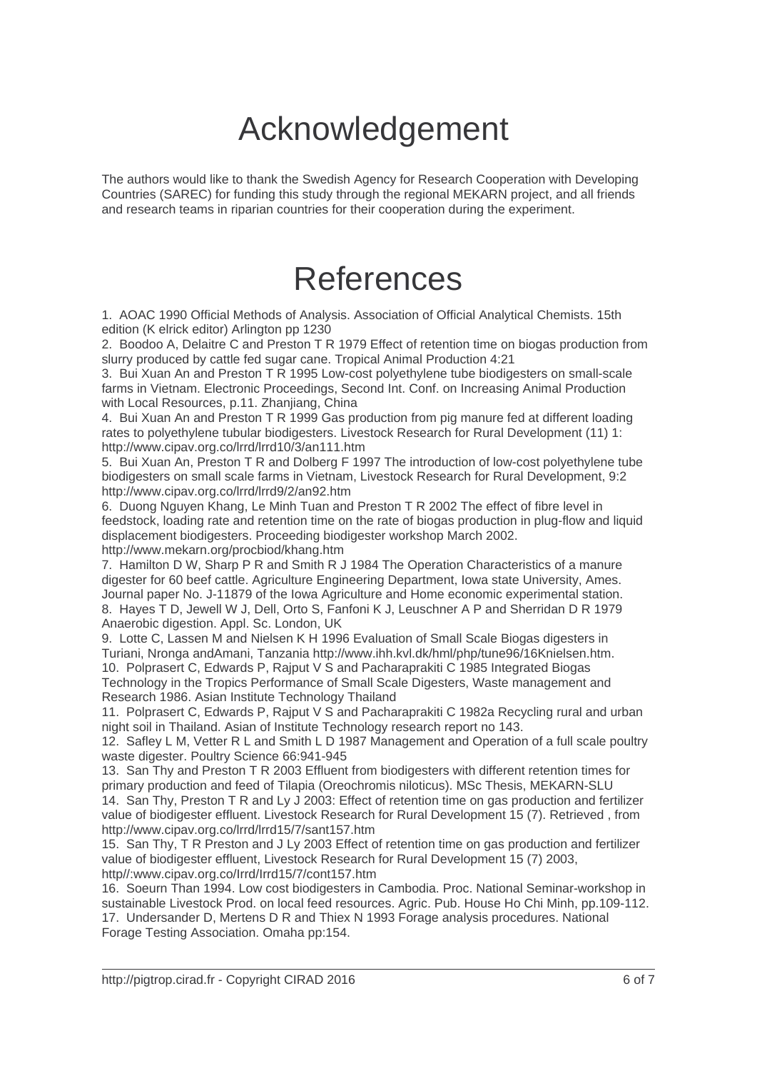# Acknowledgement

The authors would like to thank the Swedish Agency for Research Cooperation with Developing Countries (SAREC) for funding this study through the regional MEKARN project, and all friends and research teams in riparian countries for their cooperation during the experiment.

# References

1. AOAC 1990 Official Methods of Analysis. Association of Official Analytical Chemists. 15th edition (K elrick editor) Arlington pp 1230
2. Boodoo A, Delaitre C and Preston T R 1979 Effect of retention time on biogas production from slurry produced by cattle fed sugar cane. Tropical Animal Production 4:21
3. Bui Xuan An and Preston T R 1995 Low-cost polyethylene tube biodigesters on small-scale farms in Vietnam. Electronic Proceedings, Second Int. Conf. on Increasing Animal Production with Local Resources, p.11. Zhanjiang, China
4. Bui Xuan An and Preston T R 1999 Gas production from pig manure fed at different loading rates to polyethylene tubular biodigesters. Livestock Research for Rural Development (11) 1: http://www.cipav.org.co/lrrd/lrrd10/3/an111.htm
5. Bui Xuan An, Preston T R and Dolberg F 1997 The introduction of low-cost polyethylene tube biodigesters on small scale farms in Vietnam, Livestock Research for Rural Development, 9:2 http://www.cipav.org.co/lrrd/lrrd9/2/an92.htm
6. Duong Nguyen Khang, Le Minh Tuan and Preston T R 2002 The effect of fibre level in feedstock, loading rate and retention time on the rate of biogas production in plug-flow and liquid displacement biodigesters. Proceeding biodigester workshop March 2002. http://www.mekarn.org/procbiod/khang.htm
7. Hamilton D W, Sharp P R and Smith R J 1984 The Operation Characteristics of a manure digester for 60 beef cattle. Agriculture Engineering Department, Iowa state University, Ames. Journal paper No. J-11879 of the Iowa Agriculture and Home economic experimental station.
8. Hayes T D, Jewell W J, Dell, Orto S, Fanfoni K J, Leuschner A P and Sherridan D R 1979 Anaerobic digestion. Appl. Sc. London, UK
9. Lotte C, Lassen M and Nielsen K H 1996 Evaluation of Small Scale Biogas digesters in Turiani, Nronga andAmani, Tanzania http://www.ihh.kvl.dk/hml/php/tune96/16Knielsen.htm.
10. Polprasert C, Edwards P, Rajput V S and Pacharaprakiti C 1985 Integrated Biogas Technology in the Tropics Performance of Small Scale Digesters, Waste management and Research 1986. Asian Institute Technology Thailand
11. Polprasert C, Edwards P, Rajput V S and Pacharaprakiti C 1982a Recycling rural and urban night soil in Thailand. Asian of Institute Technology research report no 143.
12. Safley L M, Vetter R L and Smith L D 1987 Management and Operation of a full scale poultry waste digester. Poultry Science 66:941-945
13. San Thy and Preston T R 2003 Effluent from biodigesters with different retention times for primary production and feed of Tilapia (Oreochromis niloticus). MSc Thesis, MEKARN-SLU
14. San Thy, Preston T R and Ly J 2003: Effect of retention time on gas production and fertilizer value of biodigester effluent. Livestock Research for Rural Development 15 (7). Retrieved , from http://www.cipav.org.co/lrrd/lrrd15/7/sant157.htm
15. San Thy, T R Preston and J Ly 2003 Effect of retention time on gas production and fertilizer value of biodigester effluent, Livestock Research for Rural Development 15 (7) 2003, http//:www.cipav.org.co/lrrd/lrrd15/7/cont157.htm
16. Soeurn Than 1994. Low cost biodigesters in Cambodia. Proc. National Seminar-workshop in sustainable Livestock Prod. on local feed resources. Agric. Pub. House Ho Chi Minh, pp.109-112.
17. Undersander D, Mertens D R and Thiex N 1993 Forage analysis procedures. National Forage Testing Association. Omaha pp:154.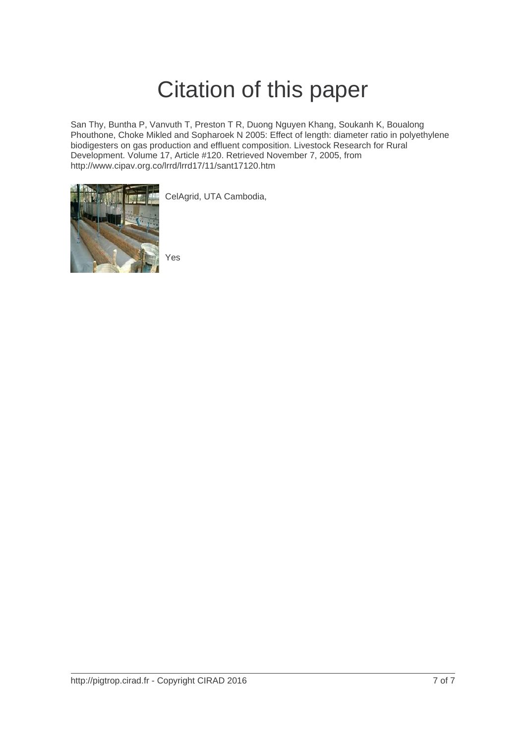# Citation of this paper

San Thy, Buntha P, Vanvuth T, Preston T R, Duong Nguyen Khang, Soukanh K, Boualong Phouthone, Choke Mikled and Sopharoek N 2005: Effect of length: diameter ratio in polyethylene biodigesters on gas production and effluent composition. Livestock Research for Rural Development. Volume 17, Article #120. Retrieved November 7, 2005, from http://www.cipav.org.co/lrrd/lrrd17/11/sant17120.htm

CelAgrid, UTA Cambodia,

Yes